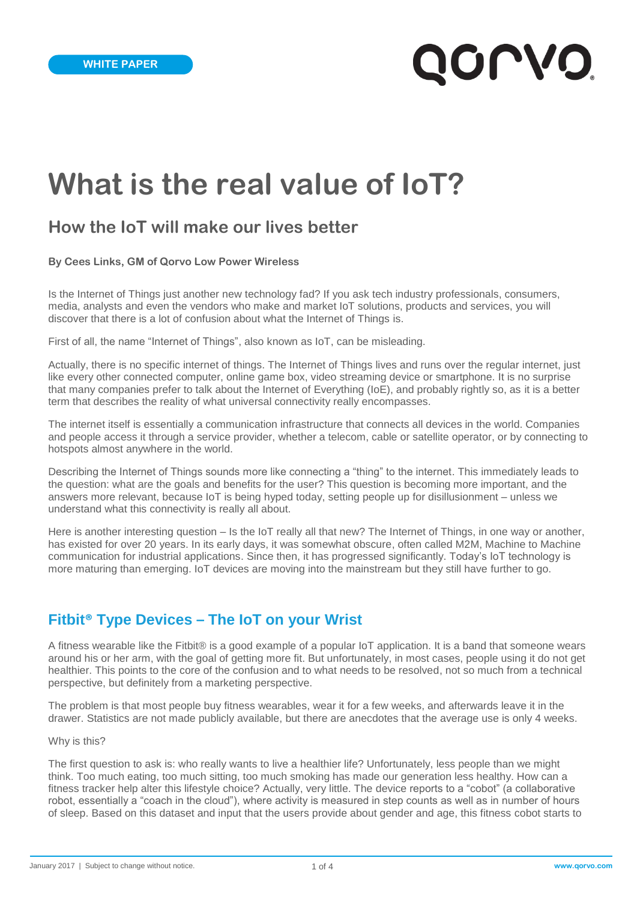WHITE PAPER

# What is the real value of IoT?

## How the IoT will make our lives better

**By Cees Links, GM of Qorvo Low Power Wireless**

Is the Internet of Things just another new technology fad? If you ask tech industry professionals, consumers, media, analysts and even the vendors who make and market IoT solutions, products and services, you will discover that there is a lot of confusion about what the Internet of Things is.

First of all, the name "Internet of Things", also known as IoT, can be misleading.

Actually, there is no specific internet of things. The Internet of Things lives and runs over the regular internet, just like every other connected computer, online game box, video streaming device or smartphone. It is no surprise that many companies prefer to talk about the Internet of Everything (IoE), and probably rightly so, as it is a better term that describes the reality of what universal connectivity really encompasses.

The internet itself is essentially a communication infrastructure that connects all devices in the world. Companies and people access it through a service provider, whether a telecom, cable or satellite operator, or by connecting to hotspots almost anywhere in the world.

Describing the Internet of Things sounds more like connecting a "thing" to the internet. This immediately leads to the question: what are the goals and benefits for the user? This question is becoming more important, and the answers more relevant, because IoT is being hyped today, setting people up for disillusionment – unless we understand what this connectivity is really all about.

Here is another interesting question – Is the IoT really all that new? The Internet of Things, in one way or another, has existed for over 20 years. In its early days, it was somewhat obscure, often called M2M, Machine to Machine communication for industrial applications. Since then, it has progressed significantly. Today's IoT technology is more maturing than emerging. IoT devices are moving into the mainstream but they still have further to go.

### Fitbit® Type Devices – The IoT on your Wrist

A fitness wearable like the Fitbit® is a good example of a popular IoT application. It is a band that someone wears around his or her arm, with the goal of getting more fit. But unfortunately, in most cases, people using it do not get healthier. This points to the core of the confusion and to what needs to be resolved, not so much from a technical perspective, but definitely from a marketing perspective.

The problem is that most people buy fitness wearables, wear it for a few weeks, and afterwards leave it in the drawer. Statistics are not made publicly available, but there are anecdotes that the average use is only 4 weeks.

Why is this?

The first question to ask is: who really wants to live a healthier life? Unfortunately, less people than we might think. Too much eating, too much sitting, too much smoking has made our generation less healthy. How can a fitness tracker help alter this lifestyle choice? Actually, very little. The device reports to a "cobot" (a collaborative robot, essentially a "coach in the cloud"), where activity is measured in step counts as well as in number of hours of sleep. Based on this dataset and input that the users provide about gender and age, this fitness cobot starts to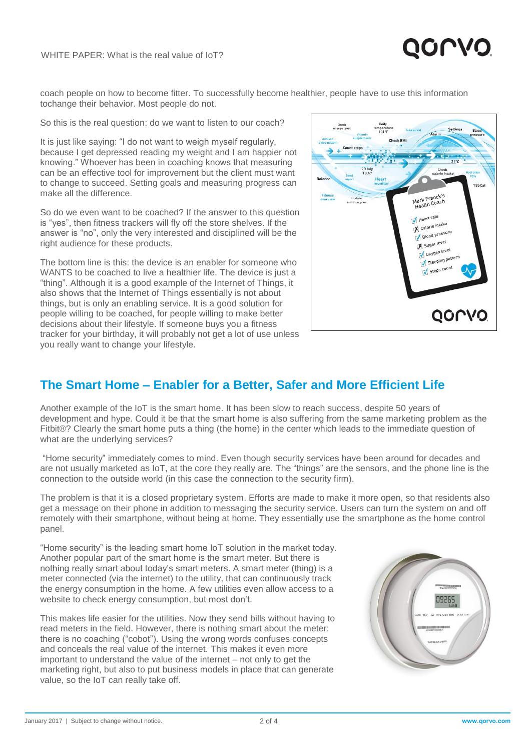coach people on how to become fitter. To successfully become healthier, people have to use this information tochange their behavior. Most people do not.

So this is the real question: do we want to listen to our coach?

It is just like saying: "I do not want to weigh myself regularly, because I get depressed reading my weight and I am happier not knowing." Whoever has been in coaching knows that measuring can be an effective tool for improvement but the client must want to change to succeed. Setting goals and measuring progress can make all the difference.

So do we even want to be coached? If the answer to this question is "yes", then fitness trackers will fly off the store shelves. If the answer is "no", only the very interested and disciplined will be the right audience for these products.

The bottom line is this: the device is an enabler for someone who WANTS to be coached to live a healthier life. The device is just a "thing". Although it is a good example of the Internet of Things, it also shows that the Internet of Things essentially is not about things, but is only an enabling service. It is a good solution for people willing to be coached, for people willing to make better decisions about their lifestyle. If someone buys you a fitness tracker for your birthday, it will probably not get a lot of use unless you really want to change your lifestyle.

## The Smart Home – Enabler for a Better, Safer and More Efficient Life

Another example of the IoT is the smart home. It has been slow to reach success, despite 50 years of development and hype. Could it be that the smart home is also suffering from the same marketing problem as the Fitbit®? Clearly the smart home puts a thing (the home) in the center which leads to the immediate question of what are the underlying services?

"Home security" immediately comes to mind. Even though security services have been around for decades and are not usually marketed as IoT, at the core they really are. The "things" are the sensors, and the phone line is the connection to the outside world (in this case the connection to the security firm).

The problem is that it is a closed proprietary system. Efforts are made to make it more open, so that residents also get a message on their phone in addition to messaging the security service. Users can turn the system on and off remotely with their smartphone, without being at home. They essentially use the smartphone as the home control panel.

"Home security" is the leading smart home IoT solution in the market today. Another popular part of the smart home is the smart meter. But there is nothing really smart about today's smart meters. A smart meter (thing) is a meter connected (via the internet) to the utility, that can continuously track the energy consumption in the home. A few utilities even allow access to a website to check energy consumption, but most don't.

This makes life easier for the utilities. Now they send bills without having to read meters in the field. However, there is nothing smart about the meter: there is no coaching ("cobot"). Using the wrong words confuses concepts and conceals the real value of the internet. This makes it even more important to understand the value of the internet – not only to get the marketing right, but also to put business models in place that can generate value, so the IoT can really take off.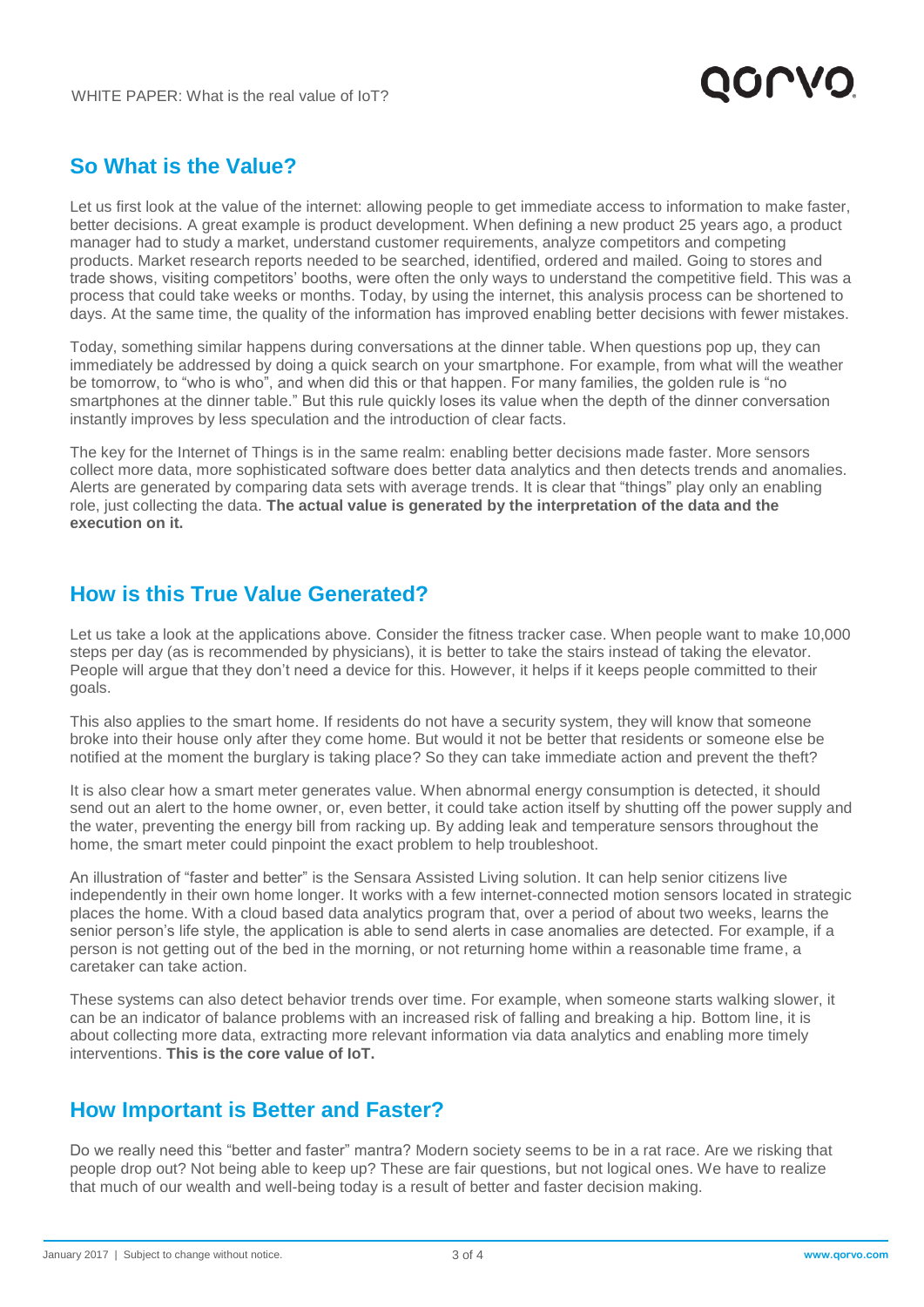## So What is the Value?

Let us first look at the value of the internet: allowing people to get immediate access to information to make faster, better decisions. A great example is product development. When defining a new product 25 years ago, a product manager had to study a market, understand customer requirements, analyze competitors and competing products. Market research reports needed to be searched, identified, ordered and mailed. Going to stores and trade shows, visiting competitors' booths, were often the only ways to understand the competitive field. This was a process that could take weeks or months. Today, by using the internet, this analysis process can be shortened to days. At the same time, the quality of the information has improved enabling better decisions with fewer mistakes.

Today, something similar happens during conversations at the dinner table. When questions pop up, they can immediately be addressed by doing a quick search on your smartphone. For example, from what will the weather be tomorrow, to "who is who", and when did this or that happen. For many families, the golden rule is "no smartphones at the dinner table." But this rule quickly loses its value when the depth of the dinner conversation instantly improves by less speculation and the introduction of clear facts.

The key for the Internet of Things is in the same realm: enabling better decisions made faster. More sensors collect more data, more sophisticated software does better data analytics and then detects trends and anomalies. Alerts are generated by comparing data sets with average trends. It is clear that "things" play only an enabling role, just collecting the data. **The actual value is generated by the interpretation of the data and the execution on it.**

## How is this True Value Generated?

Let us take a look at the applications above. Consider the fitness tracker case. When people want to make 10,000 steps per day (as is recommended by physicians), it is better to take the stairs instead of taking the elevator. People will argue that they don't need a device for this. However, it helps if it keeps people committed to their goals.

This also applies to the smart home. If residents do not have a security system, they will know that someone broke into their house only after they come home. But would it not be better that residents or someone else be notified at the moment the burglary is taking place? So they can take immediate action and prevent the theft?

It is also clear how a smart meter generates value. When abnormal energy consumption is detected, it should send out an alert to the home owner, or, even better, it could take action itself by shutting off the power supply and the water, preventing the energy bill from racking up. By adding leak and temperature sensors throughout the home, the smart meter could pinpoint the exact problem to help troubleshoot.

An illustration of "faster and better" is the Sensara Assisted Living solution. It can help senior citizens live independently in their own home longer. It works with a few internet-connected motion sensors located in strategic places the home. With a cloud based data analytics program that, over a period of about two weeks, learns the senior person's life style, the application is able to send alerts in case anomalies are detected. For example, if a person is not getting out of the bed in the morning, or not returning home within a reasonable time frame, a caretaker can take action.

These systems can also detect behavior trends over time. For example, when someone starts walking slower, it can be an indicator of balance problems with an increased risk of falling and breaking a hip. Bottom line, it is about collecting more data, extracting more relevant information via data analytics and enabling more timely interventions. **This is the core value of IoT.**

## How Important is Better and Faster?

Do we really need this "better and faster" mantra? Modern society seems to be in a rat race. Are we risking that people drop out? Not being able to keep up? These are fair questions, but not logical ones. We have to realize that much of our wealth and well-being today is a result of better and faster decision making.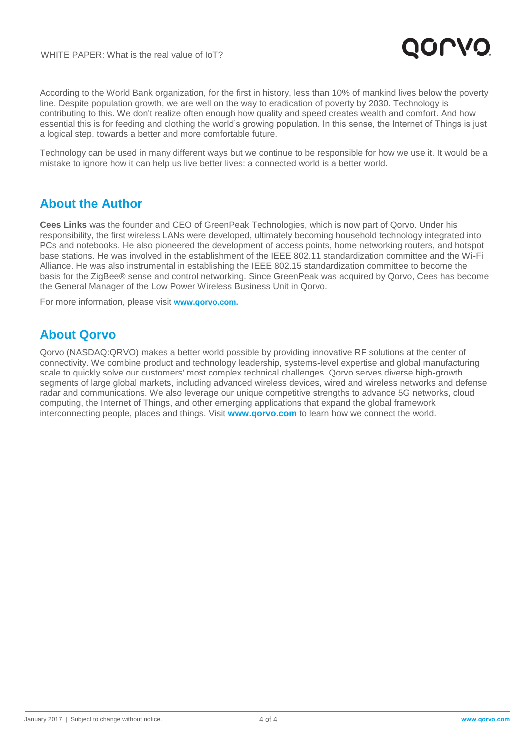According to the World Bank organization, for the first in history, less than 10% of mankind lives below the poverty line. Despite population growth, we are well on the way to eradication of poverty by 2030. Technology is contributing to this. We don't realize often enough how quality and speed creates wealth and comfort. And how essential this is for feeding and clothing the world's growing population. In this sense, the Internet of Things is just a logical step. towards a better and more comfortable future.

Technology can be used in many different ways but we continue to be responsible for how we use it. It would be a mistake to ignore how it can help us live better lives: a connected world is a better world.

## About the Author

**Cees Links** was the founder and CEO of GreenPeak Technologies, which is now part of Qorvo. Under his responsibility, the first wireless LANs were developed, ultimately becoming household technology integrated into PCs and notebooks. He also pioneered the development of access points, home networking routers, and hotspot base stations. He was involved in the establishment of the IEEE 802.11 standardization committee and the Wi-Fi Alliance. He was also instrumental in establishing the IEEE 802.15 standardization committee to become the basis for the ZigBee® sense and control networking. Since GreenPeak was acquired by Qorvo, Cees has become the General Manager of the Low Power Wireless Business Unit in Qorvo.

For more information, please visit **www.qorvo.com.**

## About Qorvo

Qorvo (NASDAQ:QRVO) makes a better world possible by providing innovative RF solutions at the center of connectivity. We combine product and technology leadership, systems-level expertise and global manufacturing scale to quickly solve our customers' most complex technical challenges. Qorvo serves diverse high-growth segments of large global markets, including advanced wireless devices, wired and wireless networks and defense radar and communications. We also leverage our unique competitive strengths to advance 5G networks, cloud computing, the Internet of Things, and other emerging applications that expand the global framework interconnecting people, places and things. Visit **www.qorvo.com** to learn how we connect the world.